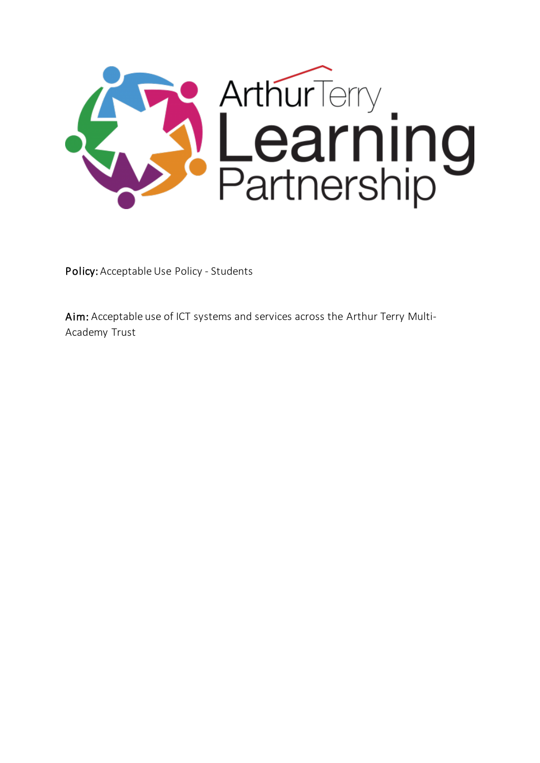**Policy:** Acceptable Use Policy - Students

**Aim:** Acceptable use of ICT systems and services across the Arthur Terry Multi-Academy Trust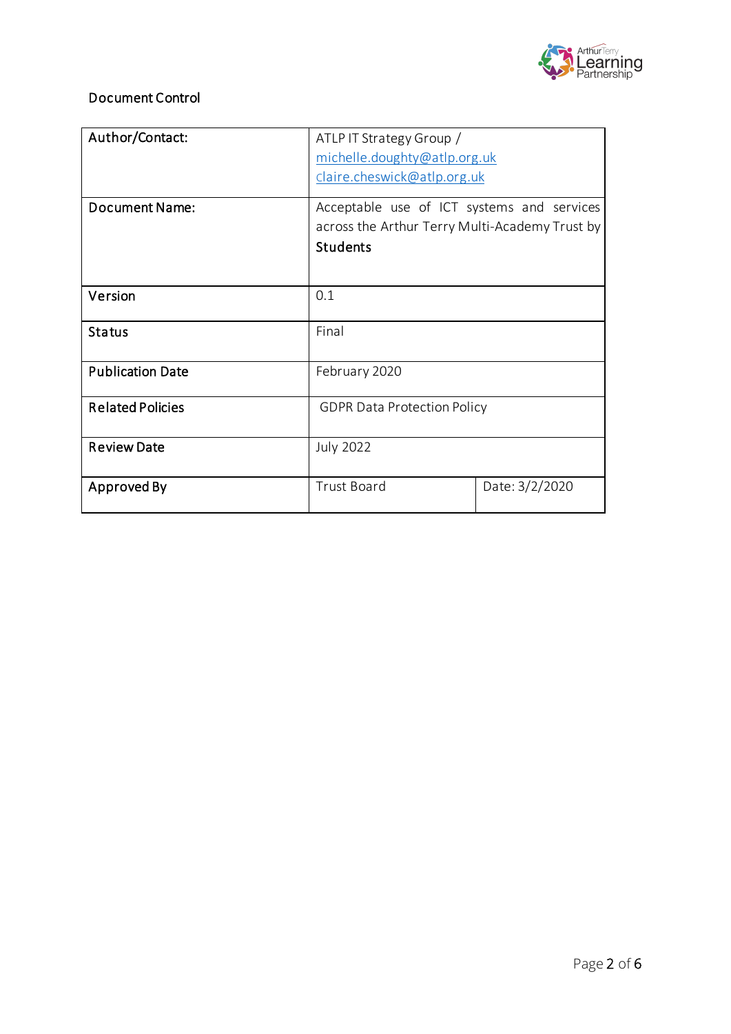Document Control

| Author/Contact: | ATLP IT Strategy Group / michelle.doughty@atlp.org.uk claire.cheswick@atlp.org.uk | |
|---|---|---|
| Document Name: | Acceptable use of ICT systems and services across the Arthur Terry Multi-Academy Trust by **Students** | |
| Version | 0.1 | |
| Status | Final | |
| Publication Date | February 2020 | |
| Related Policies | GDPR Data Protection Policy | |
| Review Date | July 2022 | |
| Approved By | Trust Board | Date: 3/2/2020 |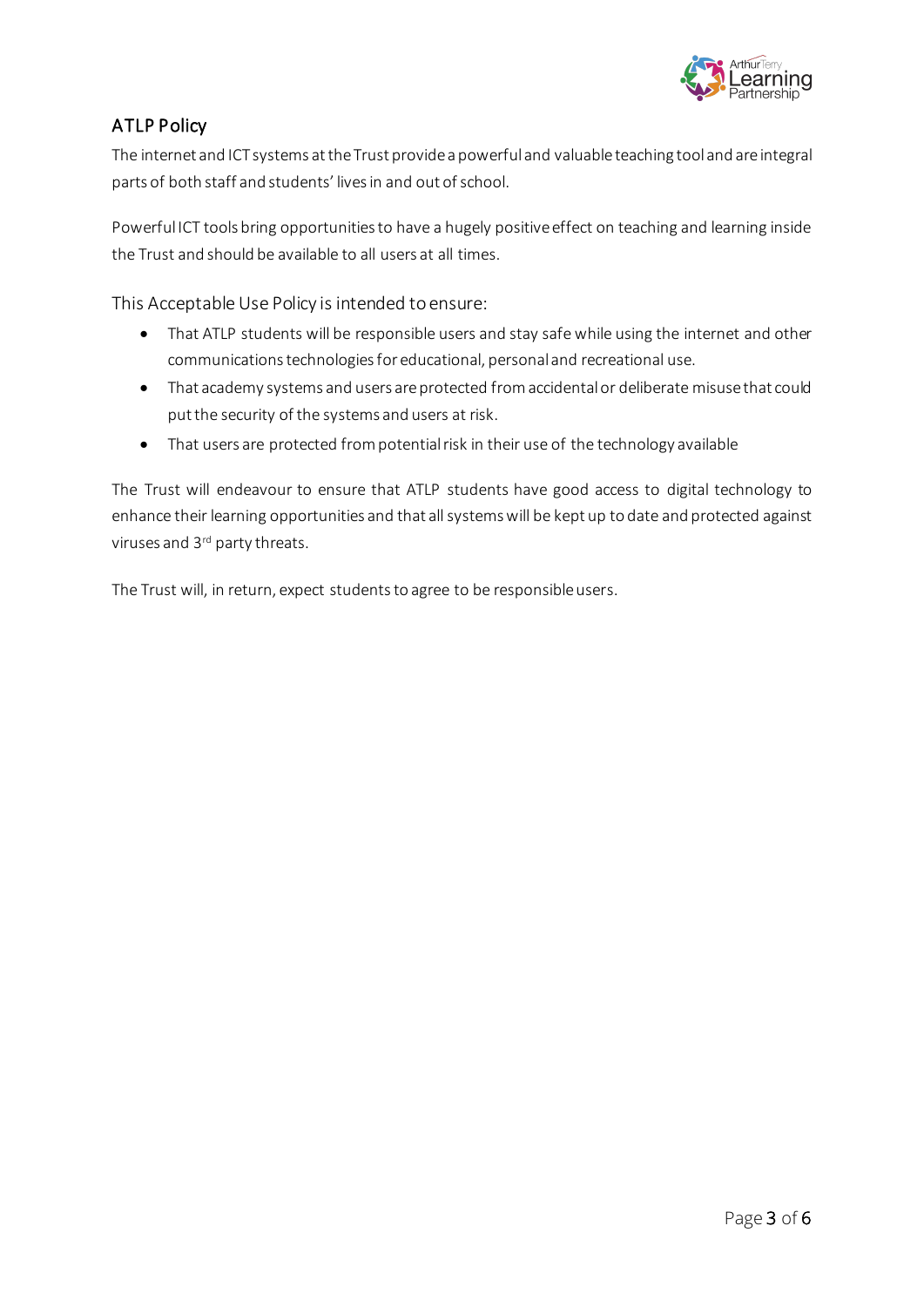## ATLP Policy

The internet and ICT systems at the Trust provide a powerful and valuable teaching tool and are integral parts of both staff and students' lives in and out of school.

Powerful ICT tools bring opportunities to have a hugely positive effect on teaching and learning inside the Trust and should be available to all users at all times.

This Acceptable Use Policy is intended to ensure:

- That ATLP students will be responsible users and stay safe while using the internet and other communications technologies for educational, personal and recreational use.
- That academy systems and users are protected from accidental or deliberate misuse that could put the security of the systems and users at risk.
- That users are protected from potential risk in their use of the technology available

The Trust will endeavour to ensure that ATLP students have good access to digital technology to enhance their learning opportunities and that all systems will be kept up to date and protected against viruses and 3rd party threats.

The Trust will, in return, expect students to agree to be responsible users.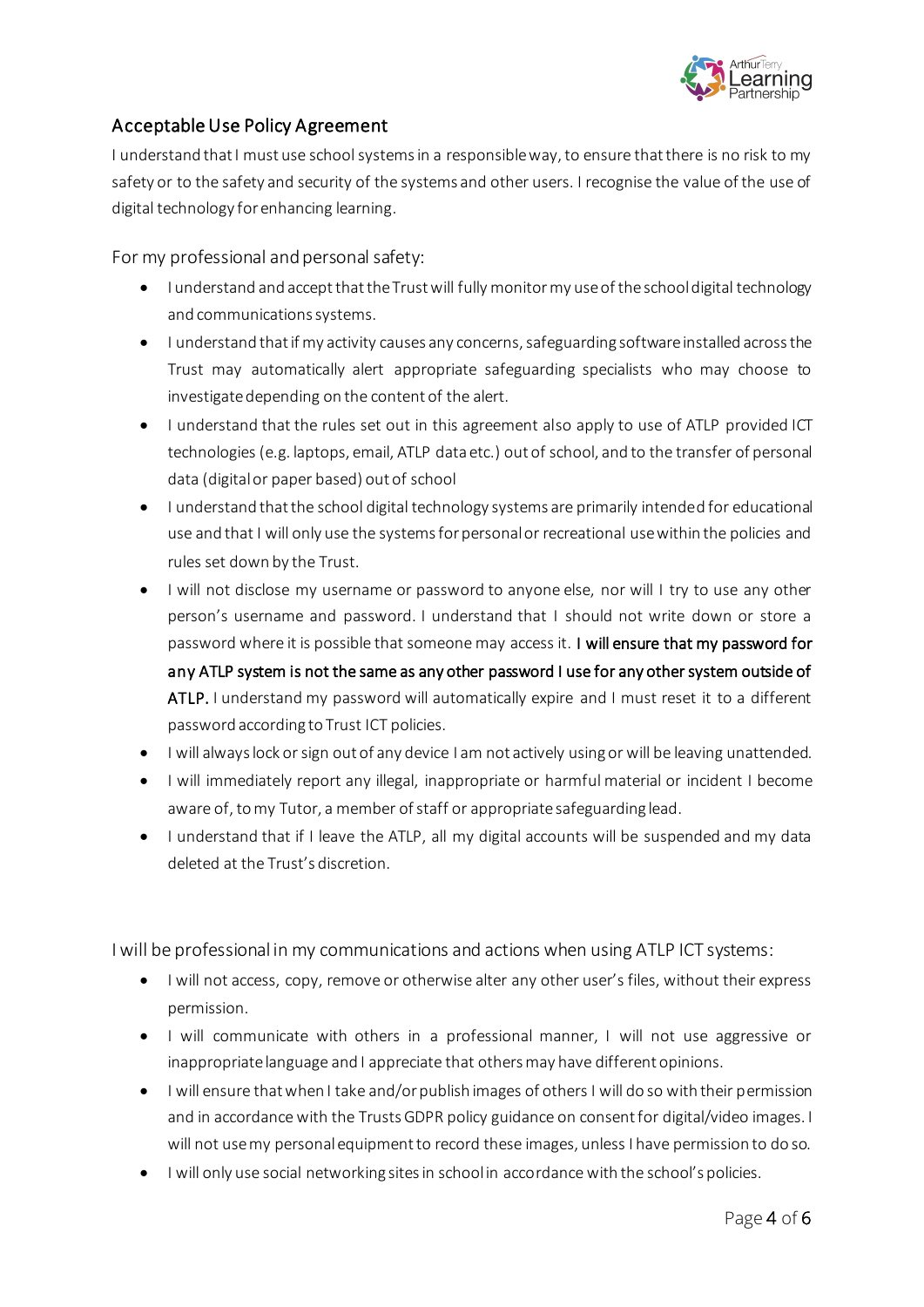## Acceptable Use Policy Agreement

I understand that I must use school systems in a responsible way, to ensure that there is no risk to my safety or to the safety and security of the systems and other users. I recognise the value of the use of digital technology for enhancing learning.

For my professional and personal safety:

- I understand and accept that the Trust will fully monitor my use of the school digital technology and communications systems.
- I understand that if my activity causes any concerns, safeguarding software installed across the Trust may automatically alert appropriate safeguarding specialists who may choose to investigate depending on the content of the alert.
- I understand that the rules set out in this agreement also apply to use of ATLP provided ICT technologies (e.g. laptops, email, ATLP data etc.) out of school, and to the transfer of personal data (digital or paper based) out of school
- I understand that the school digital technology systems are primarily intended for educational use and that I will only use the systems for personal or recreational use within the policies and rules set down by the Trust.
- I will not disclose my username or password to anyone else, nor will I try to use any other person's username and password. I understand that I should not write down or store a password where it is possible that someone may access it. **I will ensure that my password for any ATLP system is not the same as any other password I use for any other system outside of ATLP.** I understand my password will automatically expire and I must reset it to a different password according to Trust ICT policies.
- I will always lock or sign out of any device I am not actively using or will be leaving unattended.
- I will immediately report any illegal, inappropriate or harmful material or incident I become aware of, to my Tutor, a member of staff or appropriate safeguarding lead.
- I understand that if I leave the ATLP, all my digital accounts will be suspended and my data deleted at the Trust's discretion.

I will be professional in my communications and actions when using ATLP ICT systems:

- I will not access, copy, remove or otherwise alter any other user's files, without their express permission.
- I will communicate with others in a professional manner, I will not use aggressive or inappropriate language and I appreciate that others may have different opinions.
- I will ensure that when I take and/or publish images of others I will do so with their permission and in accordance with the Trusts GDPR policy guidance on consent for digital/video images. I will not use my personal equipment to record these images, unless I have permission to do so.
- I will only use social networking sites in school in accordance with the school's policies.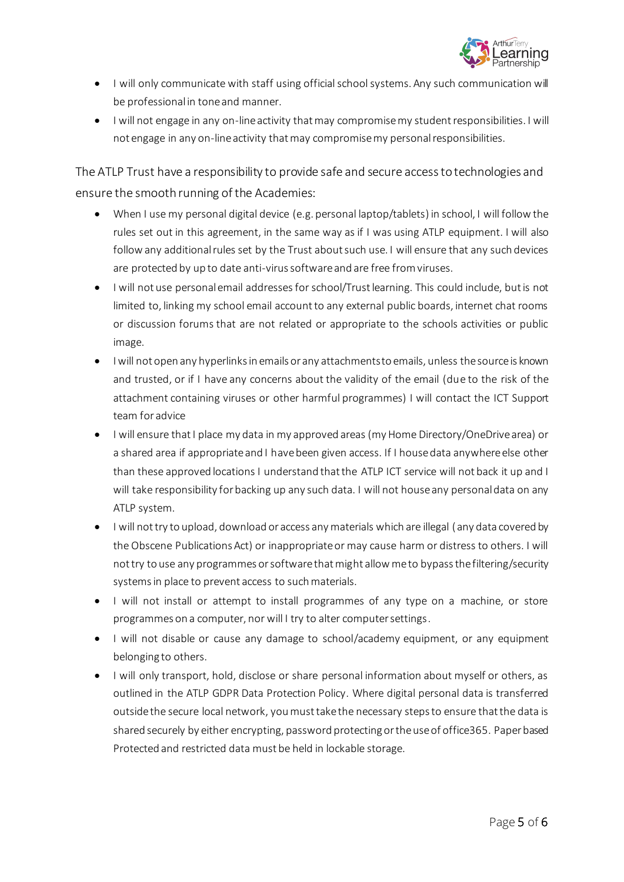- I will only communicate with staff using official school systems. Any such communication will be professional in tone and manner.
- I will not engage in any on-line activity that may compromise my student responsibilities. I will not engage in any on-line activity that may compromise my personal responsibilities.

The ATLP Trust have a responsibility to provide safe and secure access to technologies and ensure the smooth running of the Academies:

- When I use my personal digital device (e.g. personal laptop/tablets) in school, I will follow the rules set out in this agreement, in the same way as if I was using ATLP equipment. I will also follow any additional rules set by the Trust about such use. I will ensure that any such devices are protected by up to date anti-virus software and are free from viruses.
- I will not use personal email addresses for school/Trust learning. This could include, but is not limited to, linking my school email account to any external public boards, internet chat rooms or discussion forums that are not related or appropriate to the schools activities or public image.
- I will not open any hyperlinks in emails or any attachments to emails, unless the source is known and trusted, or if I have any concerns about the validity of the email (due to the risk of the attachment containing viruses or other harmful programmes) I will contact the ICT Support team for advice
- I will ensure that I place my data in my approved areas (my Home Directory/OneDrive area) or a shared area if appropriate and I have been given access. If I house data anywhere else other than these approved locations I understand that the ATLP ICT service will not back it up and I will take responsibility for backing up any such data. I will not house any personal data on any ATLP system.
- I will not try to upload, download or access any materials which are illegal (any data covered by the Obscene Publications Act) or inappropriate or may cause harm or distress to others. I will not try to use any programmes or software that might allow me to bypass the filtering/security systems in place to prevent access to such materials.
- I will not install or attempt to install programmes of any type on a machine, or store programmes on a computer, nor will I try to alter computer settings.
- I will not disable or cause any damage to school/academy equipment, or any equipment belonging to others.
- I will only transport, hold, disclose or share personal information about myself or others, as outlined in the ATLP GDPR Data Protection Policy. Where digital personal data is transferred outside the secure local network, you must take the necessary steps to ensure that the data is shared securely by either encrypting, password protecting or the use of office365. Paper based Protected and restricted data must be held in lockable storage.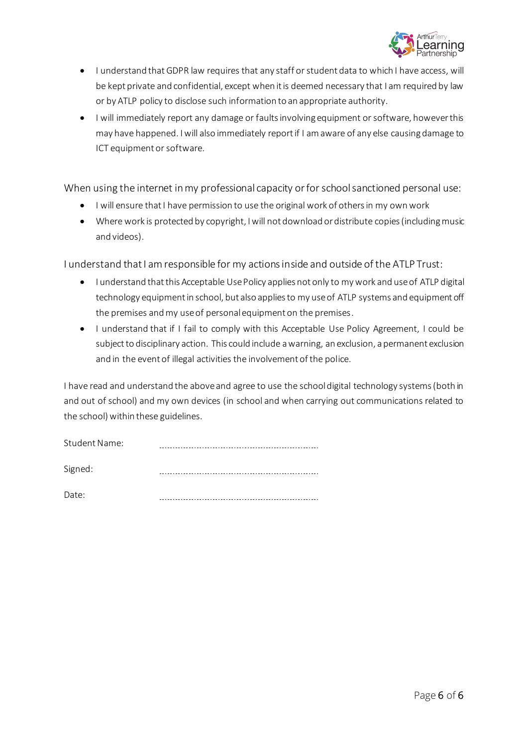- I understand that GDPR law requires that any staff or student data to which I have access, will be kept private and confidential, except when it is deemed necessary that I am required by law or by ATLP policy to disclose such information to an appropriate authority.
- I will immediately report any damage or faults involving equipment or software, however this may have happened. I will also immediately report if I am aware of any else causing damage to ICT equipment or software.

When using the internet in my professional capacity or for school sanctioned personal use:

- I will ensure that I have permission to use the original work of others in my own work
- Where work is protected by copyright, I will not download or distribute copies (including music and videos).

I understand that I am responsible for my actions inside and outside of the ATLP Trust:

- I understand that this Acceptable Use Policy applies not only to my work and use of ATLP digital technology equipment in school, but also applies to my use of ATLP systems and equipment off the premises and my use of personal equipment on the premises.
- I understand that if I fail to comply with this Acceptable Use Policy Agreement, I could be subject to disciplinary action. This could include a warning, an exclusion, a permanent exclusion and in the event of illegal activities the involvement of the police.

I have read and understand the above and agree to use the school digital technology systems (both in and out of school) and my own devices (in school and when carrying out communications related to the school) within these guidelines.

Student Name: ..............................................................

Signed: ..............................................................

Date: ..............................................................